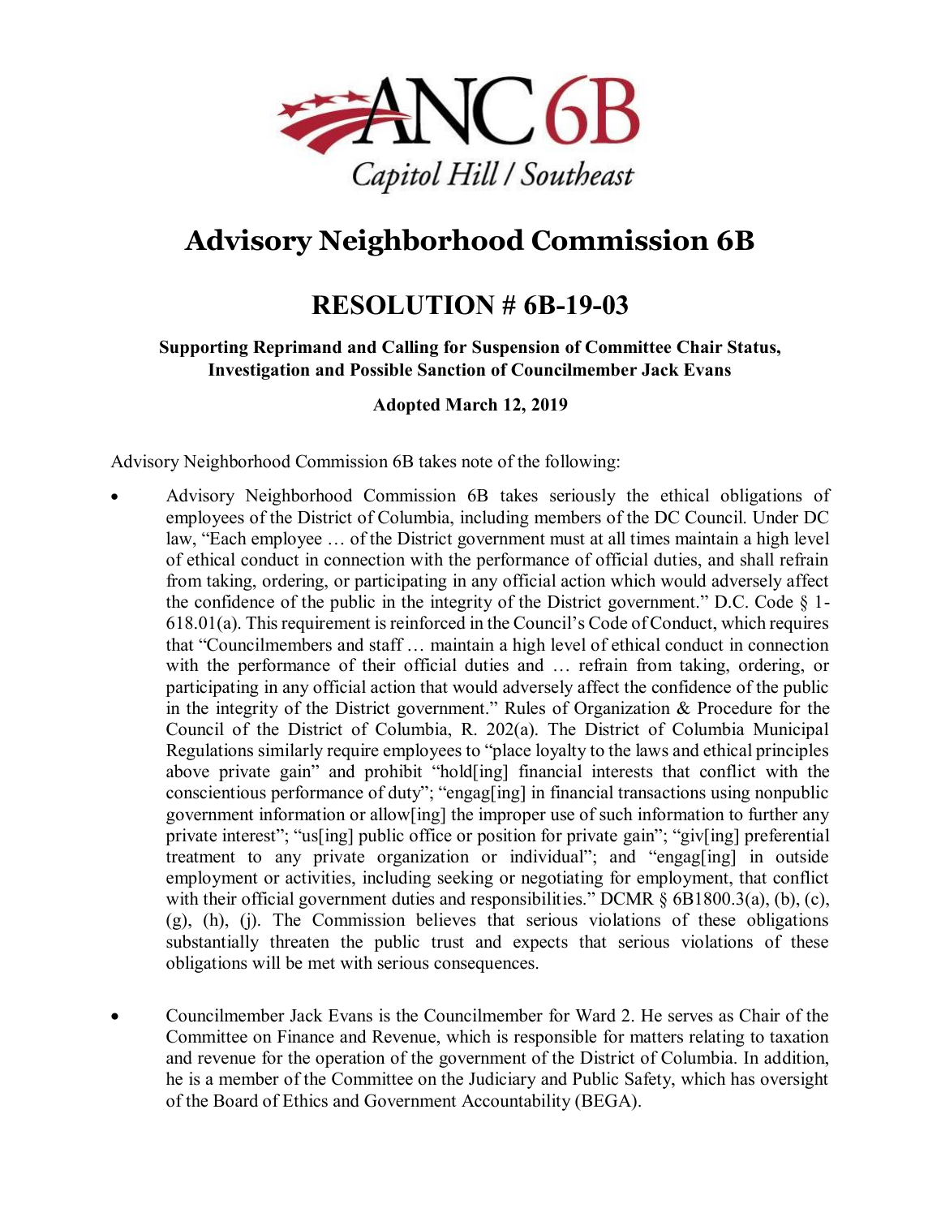ANC 6B

*Capitol Hill / Southeast*

# Advisory Neighborhood Commission 6B

## RESOLUTION # 6B-19-03

**Supporting Reprimand and Calling for Suspension of Committee Chair Status, Investigation and Possible Sanction of Councilmember Jack Evans**

**Adopted March 12, 2019**

Advisory Neighborhood Commission 6B takes note of the following:

- Advisory Neighborhood Commission 6B takes seriously the ethical obligations of employees of the District of Columbia, including members of the DC Council. Under DC law, "Each employee … of the District government must at all times maintain a high level of ethical conduct in connection with the performance of official duties, and shall refrain from taking, ordering, or participating in any official action which would adversely affect the confidence of the public in the integrity of the District government." D.C. Code § 1-618.01(a). This requirement is reinforced in the Council's Code of Conduct, which requires that "Councilmembers and staff … maintain a high level of ethical conduct in connection with the performance of their official duties and … refrain from taking, ordering, or participating in any official action that would adversely affect the confidence of the public in the integrity of the District government." Rules of Organization & Procedure for the Council of the District of Columbia, R. 202(a). The District of Columbia Municipal Regulations similarly require employees to "place loyalty to the laws and ethical principles above private gain" and prohibit "hold[ing] financial interests that conflict with the conscientious performance of duty"; "engag[ing] in financial transactions using nonpublic government information or allow[ing] the improper use of such information to further any private interest"; "us[ing] public office or position for private gain"; "giv[ing] preferential treatment to any private organization or individual"; and "engag[ing] in outside employment or activities, including seeking or negotiating for employment, that conflict with their official government duties and responsibilities." DCMR § 6B1800.3(a), (b), (c), (g), (h), (j). The Commission believes that serious violations of these obligations substantially threaten the public trust and expects that serious violations of these obligations will be met with serious consequences.

- Councilmember Jack Evans is the Councilmember for Ward 2. He serves as Chair of the Committee on Finance and Revenue, which is responsible for matters relating to taxation and revenue for the operation of the government of the District of Columbia. In addition, he is a member of the Committee on the Judiciary and Public Safety, which has oversight of the Board of Ethics and Government Accountability (BEGA).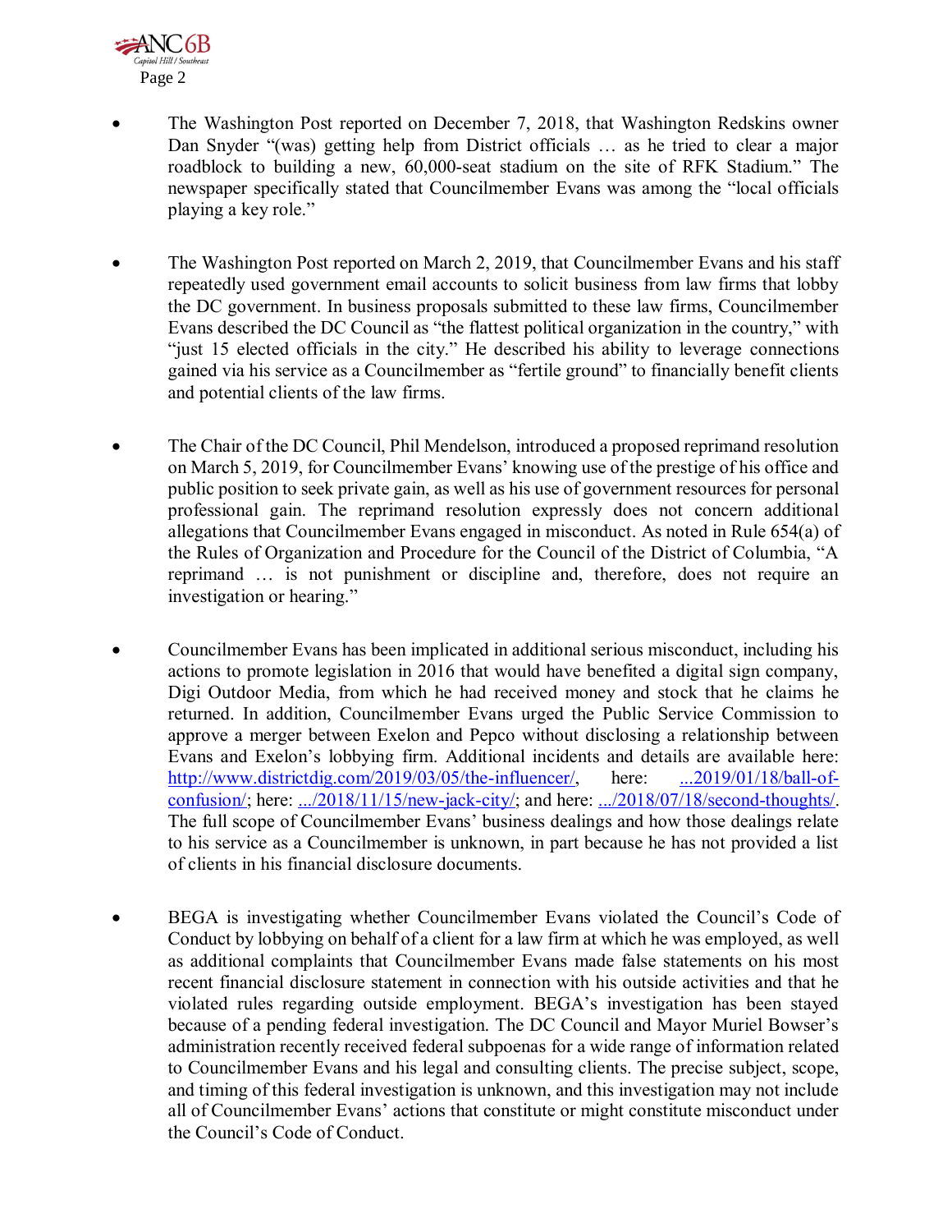- The Washington Post reported on December 7, 2018, that Washington Redskins owner Dan Snyder "(was) getting help from District officials … as he tried to clear a major roadblock to building a new, 60,000-seat stadium on the site of RFK Stadium." The newspaper specifically stated that Councilmember Evans was among the "local officials playing a key role."

- The Washington Post reported on March 2, 2019, that Councilmember Evans and his staff repeatedly used government email accounts to solicit business from law firms that lobby the DC government. In business proposals submitted to these law firms, Councilmember Evans described the DC Council as "the flattest political organization in the country," with "just 15 elected officials in the city." He described his ability to leverage connections gained via his service as a Councilmember as "fertile ground" to financially benefit clients and potential clients of the law firms.

- The Chair of the DC Council, Phil Mendelson, introduced a proposed reprimand resolution on March 5, 2019, for Councilmember Evans' knowing use of the prestige of his office and public position to seek private gain, as well as his use of government resources for personal professional gain. The reprimand resolution expressly does not concern additional allegations that Councilmember Evans engaged in misconduct. As noted in Rule 654(a) of the Rules of Organization and Procedure for the Council of the District of Columbia, "A reprimand … is not punishment or discipline and, therefore, does not require an investigation or hearing."

- Councilmember Evans has been implicated in additional serious misconduct, including his actions to promote legislation in 2016 that would have benefited a digital sign company, Digi Outdoor Media, from which he had received money and stock that he claims he returned. In addition, Councilmember Evans urged the Public Service Commission to approve a merger between Exelon and Pepco without disclosing a relationship between Evans and Exelon's lobbying firm. Additional incidents and details are available here: [http://www.districtdig.com/2019/03/05/the-influencer/](http://www.districtdig.com/2019/03/05/the-influencer/), here: [...2019/01/18/ball-of-confusion/](...2019/01/18/ball-of-confusion/); here: [.../2018/11/15/new-jack-city/](.../2018/11/15/new-jack-city/); and here: [.../2018/07/18/second-thoughts/](.../2018/07/18/second-thoughts/). The full scope of Councilmember Evans' business dealings and how those dealings relate to his service as a Councilmember is unknown, in part because he has not provided a list of clients in his financial disclosure documents.

- BEGA is investigating whether Councilmember Evans violated the Council's Code of Conduct by lobbying on behalf of a client for a law firm at which he was employed, as well as additional complaints that Councilmember Evans made false statements on his most recent financial disclosure statement in connection with his outside activities and that he violated rules regarding outside employment. BEGA's investigation has been stayed because of a pending federal investigation. The DC Council and Mayor Muriel Bowser's administration recently received federal subpoenas for a wide range of information related to Councilmember Evans and his legal and consulting clients. The precise subject, scope, and timing of this federal investigation is unknown, and this investigation may not include all of Councilmember Evans' actions that constitute or might constitute misconduct under the Council's Code of Conduct.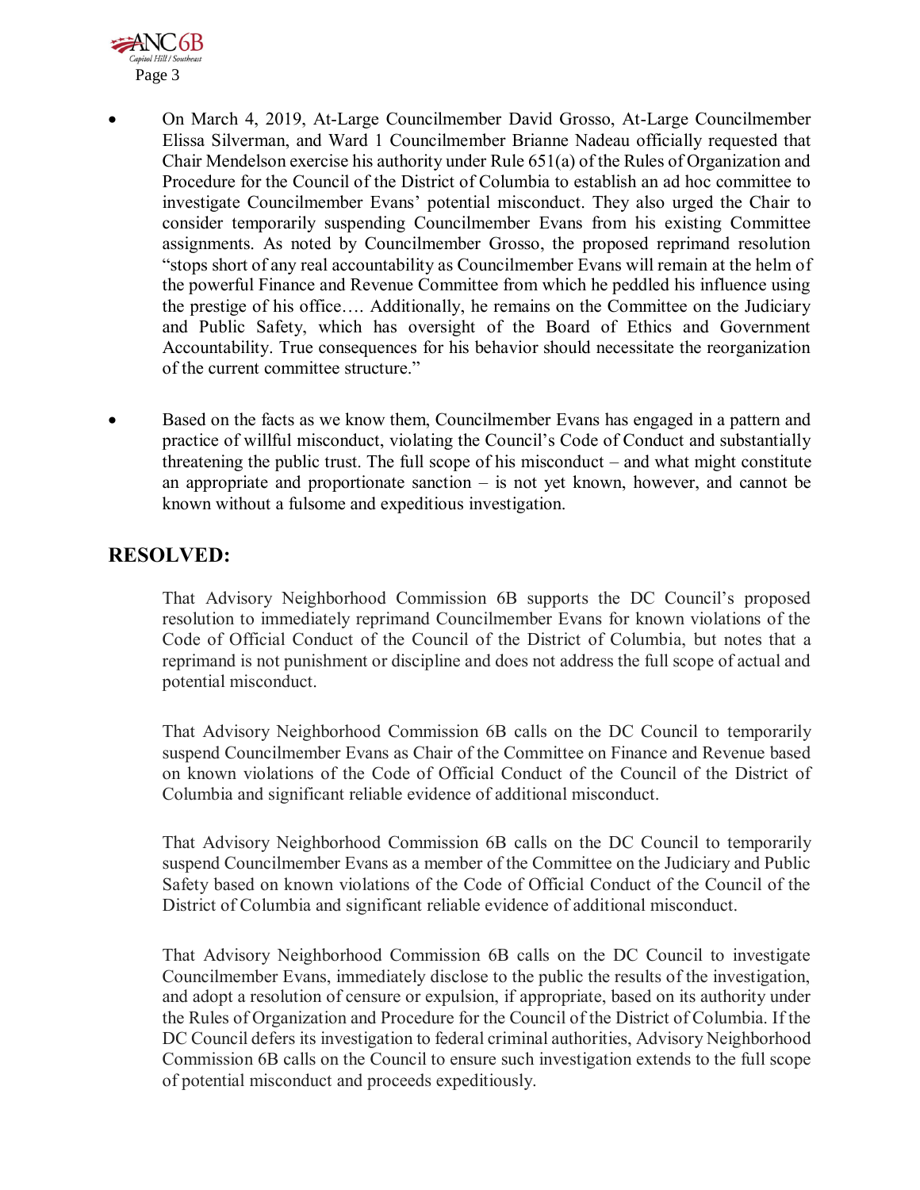- On March 4, 2019, At-Large Councilmember David Grosso, At-Large Councilmember Elissa Silverman, and Ward 1 Councilmember Brianne Nadeau officially requested that Chair Mendelson exercise his authority under Rule 651(a) of the Rules of Organization and Procedure for the Council of the District of Columbia to establish an ad hoc committee to investigate Councilmember Evans' potential misconduct. They also urged the Chair to consider temporarily suspending Councilmember Evans from his existing Committee assignments. As noted by Councilmember Grosso, the proposed reprimand resolution "stops short of any real accountability as Councilmember Evans will remain at the helm of the powerful Finance and Revenue Committee from which he peddled his influence using the prestige of his office…. Additionally, he remains on the Committee on the Judiciary and Public Safety, which has oversight of the Board of Ethics and Government Accountability. True consequences for his behavior should necessitate the reorganization of the current committee structure."

- Based on the facts as we know them, Councilmember Evans has engaged in a pattern and practice of willful misconduct, violating the Council's Code of Conduct and substantially threatening the public trust. The full scope of his misconduct – and what might constitute an appropriate and proportionate sanction – is not yet known, however, and cannot be known without a fulsome and expeditious investigation.

## RESOLVED:

That Advisory Neighborhood Commission 6B supports the DC Council's proposed resolution to immediately reprimand Councilmember Evans for known violations of the Code of Official Conduct of the Council of the District of Columbia, but notes that a reprimand is not punishment or discipline and does not address the full scope of actual and potential misconduct.

That Advisory Neighborhood Commission 6B calls on the DC Council to temporarily suspend Councilmember Evans as Chair of the Committee on Finance and Revenue based on known violations of the Code of Official Conduct of the Council of the District of Columbia and significant reliable evidence of additional misconduct.

That Advisory Neighborhood Commission 6B calls on the DC Council to temporarily suspend Councilmember Evans as a member of the Committee on the Judiciary and Public Safety based on known violations of the Code of Official Conduct of the Council of the District of Columbia and significant reliable evidence of additional misconduct.

That Advisory Neighborhood Commission 6B calls on the DC Council to investigate Councilmember Evans, immediately disclose to the public the results of the investigation, and adopt a resolution of censure or expulsion, if appropriate, based on its authority under the Rules of Organization and Procedure for the Council of the District of Columbia. If the DC Council defers its investigation to federal criminal authorities, Advisory Neighborhood Commission 6B calls on the Council to ensure such investigation extends to the full scope of potential misconduct and proceeds expeditiously.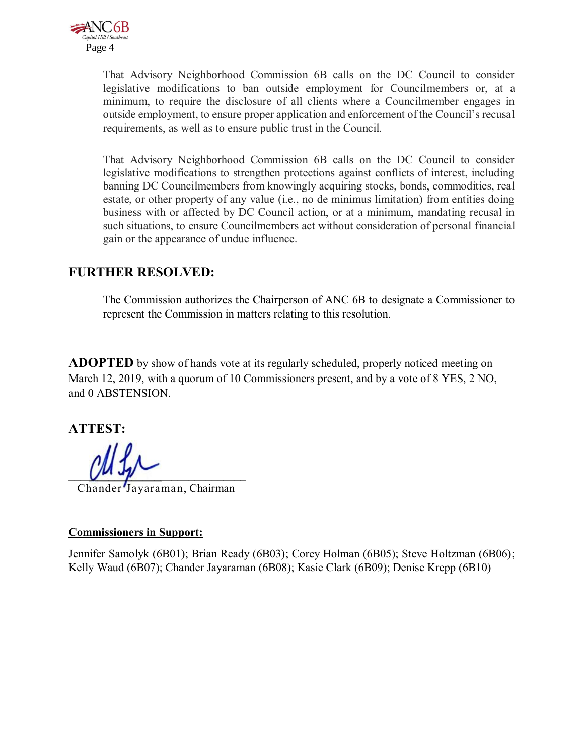That Advisory Neighborhood Commission 6B calls on the DC Council to consider legislative modifications to ban outside employment for Councilmembers or, at a minimum, to require the disclosure of all clients where a Councilmember engages in outside employment, to ensure proper application and enforcement of the Council's recusal requirements, as well as to ensure public trust in the Council.

That Advisory Neighborhood Commission 6B calls on the DC Council to consider legislative modifications to strengthen protections against conflicts of interest, including banning DC Councilmembers from knowingly acquiring stocks, bonds, commodities, real estate, or other property of any value (i.e., no de minimus limitation) from entities doing business with or affected by DC Council action, or at a minimum, mandating recusal in such situations, to ensure Councilmembers act without consideration of personal financial gain or the appearance of undue influence.

## FURTHER RESOLVED:

The Commission authorizes the Chairperson of ANC 6B to designate a Commissioner to represent the Commission in matters relating to this resolution.

**ADOPTED** by show of hands vote at its regularly scheduled, properly noticed meeting on March 12, 2019, with a quorum of 10 Commissioners present, and by a vote of 8 YES, 2 NO, and 0 ABSTENSION.

**ATTEST:**

Chander Jayaraman, Chairman

**Commissioners in Support:**

Jennifer Samolyk (6B01); Brian Ready (6B03); Corey Holman (6B05); Steve Holtzman (6B06); Kelly Waud (6B07); Chander Jayaraman (6B08); Kasie Clark (6B09); Denise Krepp (6B10)